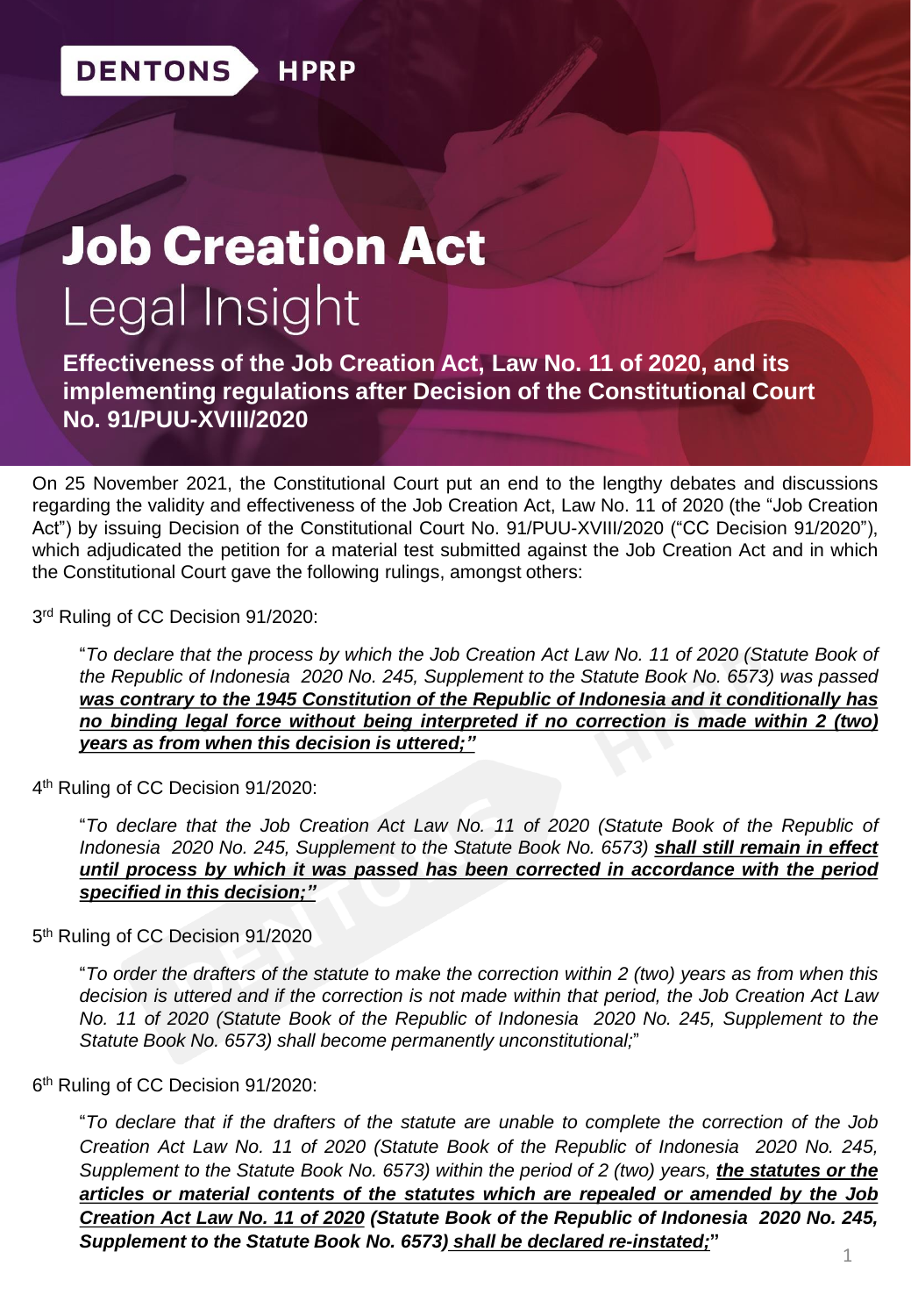DENTONS HPRP

# Job Creation Act
## Legal Insight

**Effectiveness of the Job Creation Act, Law No. 11 of 2020, and its implementing regulations after Decision of the Constitutional Court No. 91/PUU-XVIII/2020**

On 25 November 2021, the Constitutional Court put an end to the lengthy debates and discussions regarding the validity and effectiveness of the Job Creation Act, Law No. 11 of 2020 (the "Job Creation Act") by issuing Decision of the Constitutional Court No. 91/PUU-XVIII/2020 ("CC Decision 91/2020"), which adjudicated the petition for a material test submitted against the Job Creation Act and in which the Constitutional Court gave the following rulings, amongst others:

3rd Ruling of CC Decision 91/2020:

> "*To declare that the process by which the Job Creation Act Law No. 11 of 2020 (Statute Book of the Republic of Indonesia 2020 No. 245, Supplement to the Statute Book No. 6573) was passed* ***was contrary to the 1945 Constitution of the Republic of Indonesia and it conditionally has no binding legal force without being interpreted if no correction is made within 2 (two) years as from when this decision is uttered;"***

4th Ruling of CC Decision 91/2020:

> "*To declare that the Job Creation Act Law No. 11 of 2020 (Statute Book of the Republic of Indonesia 2020 No. 245, Supplement to the Statute Book No. 6573)* ***shall still remain in effect until process by which it was passed has been corrected in accordance with the period specified in this decision;"***

5th Ruling of CC Decision 91/2020

> "*To order the drafters of the statute to make the correction within 2 (two) years as from when this decision is uttered and if the correction is not made within that period, the Job Creation Act Law No. 11 of 2020 (Statute Book of the Republic of Indonesia 2020 No. 245, Supplement to the Statute Book No. 6573) shall become permanently unconstitutional;*"

6th Ruling of CC Decision 91/2020:

> "*To declare that if the drafters of the statute are unable to complete the correction of the Job Creation Act Law No. 11 of 2020 (Statute Book of the Republic of Indonesia 2020 No. 245, Supplement to the Statute Book No. 6573) within the period of 2 (two) years,* ***the statutes or the articles or material contents of the statutes which are repealed or amended by the Job Creation Act Law No. 11 of 2020 (Statute Book of the Republic of Indonesia 2020 No. 245, Supplement to the Statute Book No. 6573) shall be declared re-instated;"***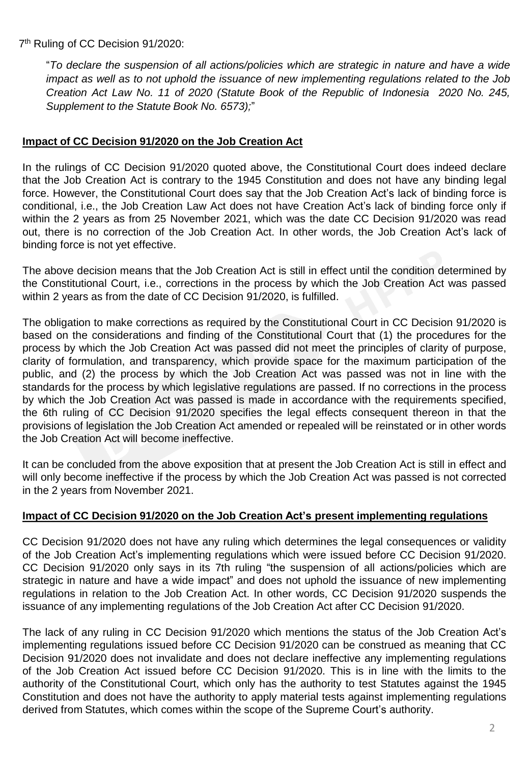7th Ruling of CC Decision 91/2020:

"*To declare the suspension of all actions/policies which are strategic in nature and have a wide impact as well as to not uphold the issuance of new implementing regulations related to the Job Creation Act Law No. 11 of 2020 (Statute Book of the Republic of Indonesia 2020 No. 245, Supplement to the Statute Book No. 6573);*"

**Impact of CC Decision 91/2020 on the Job Creation Act**

In the rulings of CC Decision 91/2020 quoted above, the Constitutional Court does indeed declare that the Job Creation Act is contrary to the 1945 Constitution and does not have any binding legal force. However, the Constitutional Court does say that the Job Creation Act's lack of binding force is conditional, i.e., the Job Creation Law Act does not have Creation Act's lack of binding force only if within the 2 years as from 25 November 2021, which was the date CC Decision 91/2020 was read out, there is no correction of the Job Creation Act. In other words, the Job Creation Act's lack of binding force is not yet effective.

The above decision means that the Job Creation Act is still in effect until the condition determined by the Constitutional Court, i.e., corrections in the process by which the Job Creation Act was passed within 2 years as from the date of CC Decision 91/2020, is fulfilled.

The obligation to make corrections as required by the Constitutional Court in CC Decision 91/2020 is based on the considerations and finding of the Constitutional Court that (1) the procedures for the process by which the Job Creation Act was passed did not meet the principles of clarity of purpose, clarity of formulation, and transparency, which provide space for the maximum participation of the public, and (2) the process by which the Job Creation Act was passed was not in line with the standards for the process by which legislative regulations are passed. If no corrections in the process by which the Job Creation Act was passed is made in accordance with the requirements specified, the 6th ruling of CC Decision 91/2020 specifies the legal effects consequent thereon in that the provisions of legislation the Job Creation Act amended or repealed will be reinstated or in other words the Job Creation Act will become ineffective.

It can be concluded from the above exposition that at present the Job Creation Act is still in effect and will only become ineffective if the process by which the Job Creation Act was passed is not corrected in the 2 years from November 2021.

**Impact of CC Decision 91/2020 on the Job Creation Act's present implementing regulations**

CC Decision 91/2020 does not have any ruling which determines the legal consequences or validity of the Job Creation Act's implementing regulations which were issued before CC Decision 91/2020. CC Decision 91/2020 only says in its 7th ruling "the suspension of all actions/policies which are strategic in nature and have a wide impact" and does not uphold the issuance of new implementing regulations in relation to the Job Creation Act. In other words, CC Decision 91/2020 suspends the issuance of any implementing regulations of the Job Creation Act after CC Decision 91/2020.

The lack of any ruling in CC Decision 91/2020 which mentions the status of the Job Creation Act's implementing regulations issued before CC Decision 91/2020 can be construed as meaning that CC Decision 91/2020 does not invalidate and does not declare ineffective any implementing regulations of the Job Creation Act issued before CC Decision 91/2020. This is in line with the limits to the authority of the Constitutional Court, which only has the authority to test Statutes against the 1945 Constitution and does not have the authority to apply material tests against implementing regulations derived from Statutes, which comes within the scope of the Supreme Court's authority.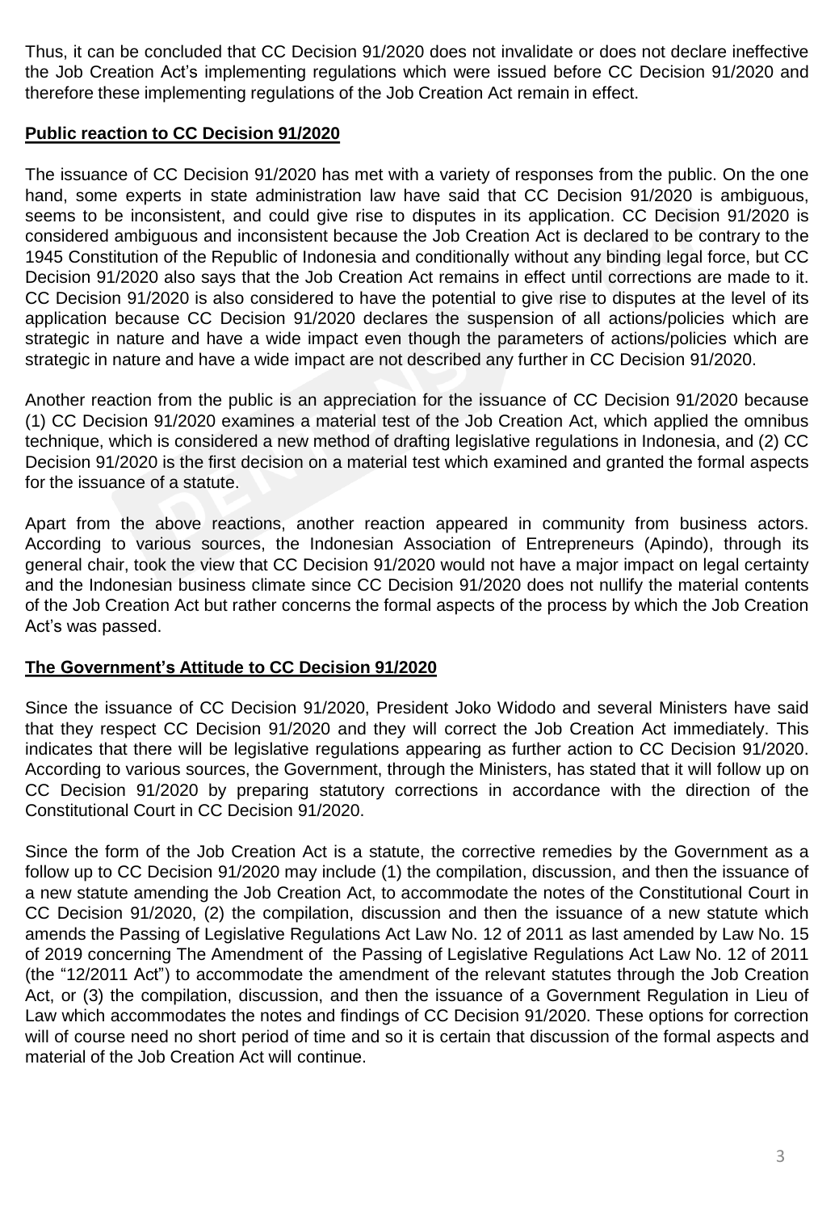Thus, it can be concluded that CC Decision 91/2020 does not invalidate or does not declare ineffective the Job Creation Act's implementing regulations which were issued before CC Decision 91/2020 and therefore these implementing regulations of the Job Creation Act remain in effect.

**Public reaction to CC Decision 91/2020**

The issuance of CC Decision 91/2020 has met with a variety of responses from the public. On the one hand, some experts in state administration law have said that CC Decision 91/2020 is ambiguous, seems to be inconsistent, and could give rise to disputes in its application. CC Decision 91/2020 is considered ambiguous and inconsistent because the Job Creation Act is declared to be contrary to the 1945 Constitution of the Republic of Indonesia and conditionally without any binding legal force, but CC Decision 91/2020 also says that the Job Creation Act remains in effect until corrections are made to it. CC Decision 91/2020 is also considered to have the potential to give rise to disputes at the level of its application because CC Decision 91/2020 declares the suspension of all actions/policies which are strategic in nature and have a wide impact even though the parameters of actions/policies which are strategic in nature and have a wide impact are not described any further in CC Decision 91/2020.

Another reaction from the public is an appreciation for the issuance of CC Decision 91/2020 because (1) CC Decision 91/2020 examines a material test of the Job Creation Act, which applied the omnibus technique, which is considered a new method of drafting legislative regulations in Indonesia, and (2) CC Decision 91/2020 is the first decision on a material test which examined and granted the formal aspects for the issuance of a statute.

Apart from the above reactions, another reaction appeared in community from business actors. According to various sources, the Indonesian Association of Entrepreneurs (Apindo), through its general chair, took the view that CC Decision 91/2020 would not have a major impact on legal certainty and the Indonesian business climate since CC Decision 91/2020 does not nullify the material contents of the Job Creation Act but rather concerns the formal aspects of the process by which the Job Creation Act's was passed.

**The Government's Attitude to CC Decision 91/2020**

Since the issuance of CC Decision 91/2020, President Joko Widodo and several Ministers have said that they respect CC Decision 91/2020 and they will correct the Job Creation Act immediately. This indicates that there will be legislative regulations appearing as further action to CC Decision 91/2020. According to various sources, the Government, through the Ministers, has stated that it will follow up on CC Decision 91/2020 by preparing statutory corrections in accordance with the direction of the Constitutional Court in CC Decision 91/2020.

Since the form of the Job Creation Act is a statute, the corrective remedies by the Government as a follow up to CC Decision 91/2020 may include (1) the compilation, discussion, and then the issuance of a new statute amending the Job Creation Act, to accommodate the notes of the Constitutional Court in CC Decision 91/2020, (2) the compilation, discussion and then the issuance of a new statute which amends the Passing of Legislative Regulations Act Law No. 12 of 2011 as last amended by Law No. 15 of 2019 concerning The Amendment of the Passing of Legislative Regulations Act Law No. 12 of 2011 (the "12/2011 Act") to accommodate the amendment of the relevant statutes through the Job Creation Act, or (3) the compilation, discussion, and then the issuance of a Government Regulation in Lieu of Law which accommodates the notes and findings of CC Decision 91/2020. These options for correction will of course need no short period of time and so it is certain that discussion of the formal aspects and material of the Job Creation Act will continue.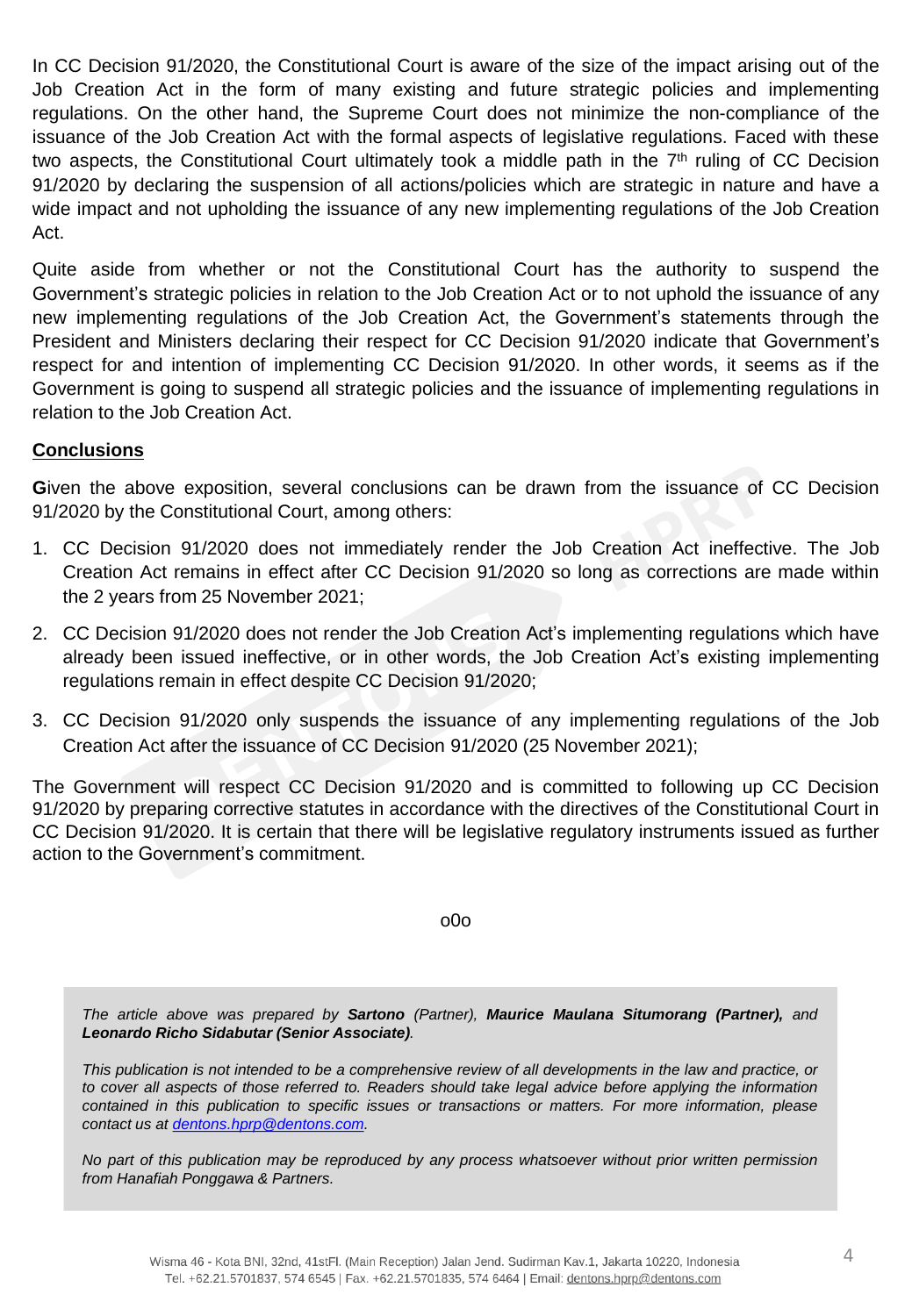In CC Decision 91/2020, the Constitutional Court is aware of the size of the impact arising out of the Job Creation Act in the form of many existing and future strategic policies and implementing regulations. On the other hand, the Supreme Court does not minimize the non-compliance of the issuance of the Job Creation Act with the formal aspects of legislative regulations. Faced with these two aspects, the Constitutional Court ultimately took a middle path in the 7th ruling of CC Decision 91/2020 by declaring the suspension of all actions/policies which are strategic in nature and have a wide impact and not upholding the issuance of any new implementing regulations of the Job Creation Act.

Quite aside from whether or not the Constitutional Court has the authority to suspend the Government's strategic policies in relation to the Job Creation Act or to not uphold the issuance of any new implementing regulations of the Job Creation Act, the Government's statements through the President and Ministers declaring their respect for CC Decision 91/2020 indicate that Government's respect for and intention of implementing CC Decision 91/2020. In other words, it seems as if the Government is going to suspend all strategic policies and the issuance of implementing regulations in relation to the Job Creation Act.

## Conclusions

**G**iven the above exposition, several conclusions can be drawn from the issuance of CC Decision 91/2020 by the Constitutional Court, among others:

1. CC Decision 91/2020 does not immediately render the Job Creation Act ineffective. The Job Creation Act remains in effect after CC Decision 91/2020 so long as corrections are made within the 2 years from 25 November 2021;
2. CC Decision 91/2020 does not render the Job Creation Act's implementing regulations which have already been issued ineffective, or in other words, the Job Creation Act's existing implementing regulations remain in effect despite CC Decision 91/2020;
3. CC Decision 91/2020 only suspends the issuance of any implementing regulations of the Job Creation Act after the issuance of CC Decision 91/2020 (25 November 2021);

The Government will respect CC Decision 91/2020 and is committed to following up CC Decision 91/2020 by preparing corrective statutes in accordance with the directives of the Constitutional Court in CC Decision 91/2020. It is certain that there will be legislative regulatory instruments issued as further action to the Government's commitment.

o0o

*The article above was prepared by **Sartono** (Partner), **Maurice Maulana Situmorang (Partner),** and **Leonardo Richo Sidabutar (Senior Associate)**.*

*This publication is not intended to be a comprehensive review of all developments in the law and practice, or to cover all aspects of those referred to. Readers should take legal advice before applying the information contained in this publication to specific issues or transactions or matters. For more information, please contact us at dentons.hprp@dentons.com.*

*No part of this publication may be reproduced by any process whatsoever without prior written permission from Hanafiah Ponggawa & Partners.*

Wisma 46 - Kota BNI, 32nd, 41stFl. (Main Reception) Jalan Jend. Sudirman Kav.1, Jakarta 10220, Indonesia
Tel. +62.21.5701837, 574 6545 | Fax. +62.21.5701835, 574 6464 | Email: dentons.hprp@dentons.com